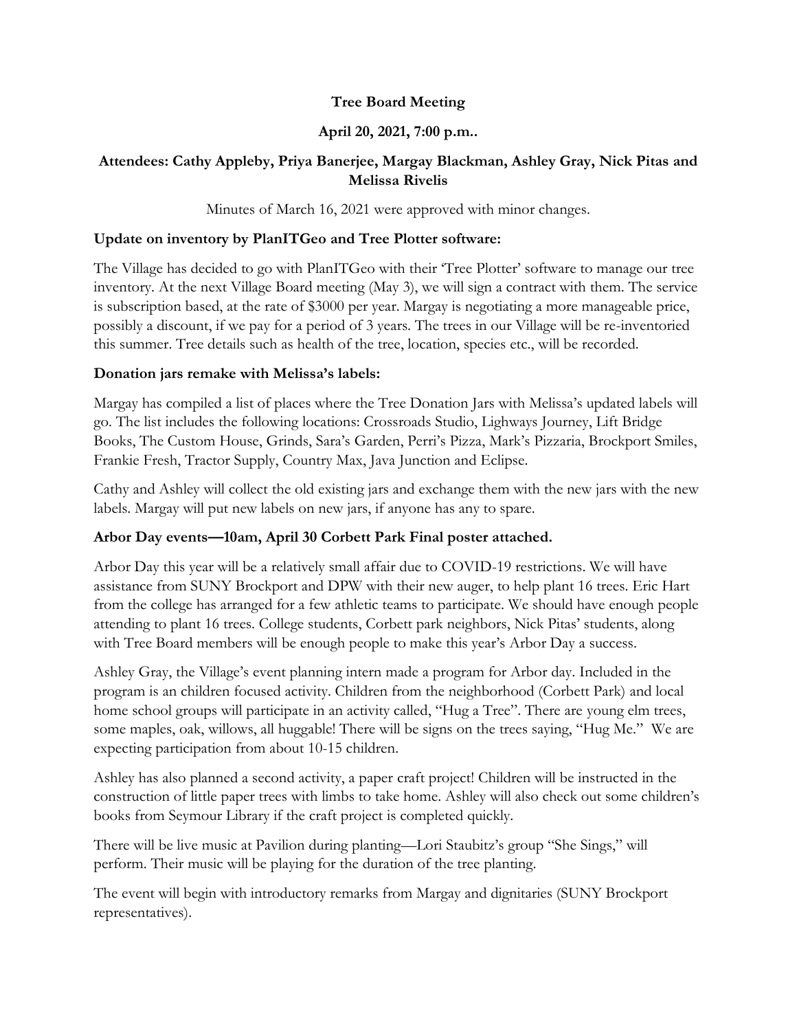**Tree Board Meeting**

**April 20, 2021, 7:00 p.m..**

**Attendees: Cathy Appleby, Priya Banerjee, Margay Blackman, Ashley Gray, Nick Pitas and Melissa Rivelis**

Minutes of March 16, 2021 were approved with minor changes.

**Update on inventory by PlanITGeo and Tree Plotter software:**

The Village has decided to go with PlanITGeo with their 'Tree Plotter' software to manage our tree inventory. At the next Village Board meeting (May 3), we will sign a contract with them. The service is subscription based, at the rate of $3000 per year. Margay is negotiating a more manageable price, possibly a discount, if we pay for a period of 3 years. The trees in our Village will be re-inventoried this summer. Tree details such as health of the tree, location, species etc., will be recorded.

**Donation jars remake with Melissa's labels:**

Margay has compiled a list of places where the Tree Donation Jars with Melissa's updated labels will go. The list includes the following locations: Crossroads Studio, Lighways Journey, Lift Bridge Books, The Custom House, Grinds, Sara's Garden, Perri's Pizza, Mark's Pizzaria, Brockport Smiles, Frankie Fresh, Tractor Supply, Country Max, Java Junction and Eclipse.

Cathy and Ashley will collect the old existing jars and exchange them with the new jars with the new labels. Margay will put new labels on new jars, if anyone has any to spare.

**Arbor Day events—10am, April 30 Corbett Park Final poster attached.**

Arbor Day this year will be a relatively small affair due to COVID-19 restrictions. We will have assistance from SUNY Brockport and DPW with their new auger, to help plant 16 trees. Eric Hart from the college has arranged for a few athletic teams to participate. We should have enough people attending to plant 16 trees. College students, Corbett park neighbors, Nick Pitas' students, along with Tree Board members will be enough people to make this year's Arbor Day a success.

Ashley Gray, the Village's event planning intern made a program for Arbor day. Included in the program is an children focused activity. Children from the neighborhood (Corbett Park) and local home school groups will participate in an activity called, "Hug a Tree". There are young elm trees, some maples, oak, willows, all huggable! There will be signs on the trees saying, "Hug Me." We are expecting participation from about 10-15 children.

Ashley has also planned a second activity, a paper craft project! Children will be instructed in the construction of little paper trees with limbs to take home. Ashley will also check out some children's books from Seymour Library if the craft project is completed quickly.

There will be live music at Pavilion during planting—Lori Staubitz's group "She Sings," will perform. Their music will be playing for the duration of the tree planting.

The event will begin with introductory remarks from Margay and dignitaries (SUNY Brockport representatives).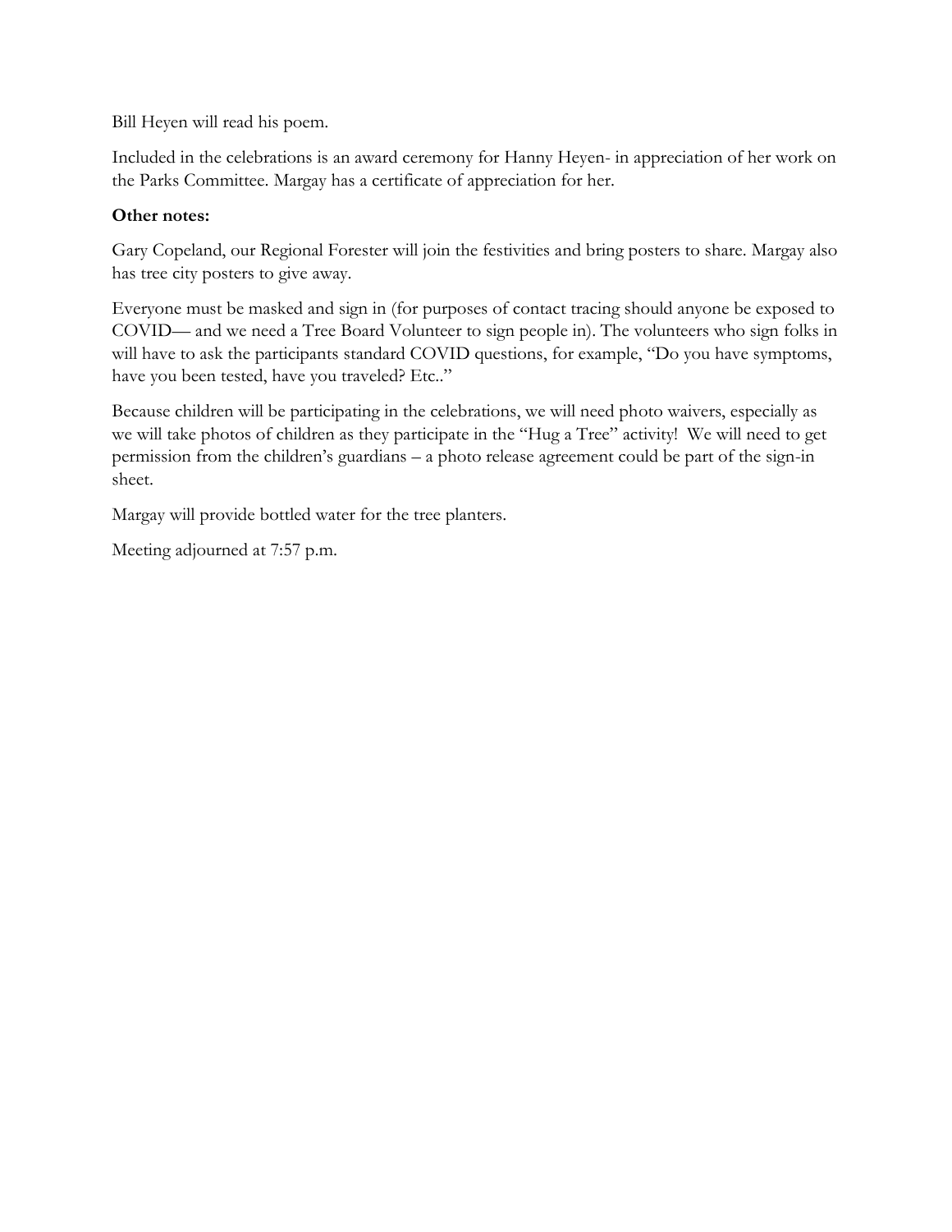Bill Heyen will read his poem.

Included in the celebrations is an award ceremony for Hanny Heyen- in appreciation of her work on the Parks Committee. Margay has a certificate of appreciation for her.

**Other notes:**

Gary Copeland, our Regional Forester will join the festivities and bring posters to share. Margay also has tree city posters to give away.

Everyone must be masked and sign in (for purposes of contact tracing should anyone be exposed to COVID— and we need a Tree Board Volunteer to sign people in). The volunteers who sign folks in will have to ask the participants standard COVID questions, for example, "Do you have symptoms, have you been tested, have you traveled? Etc.."

Because children will be participating in the celebrations, we will need photo waivers, especially as we will take photos of children as they participate in the "Hug a Tree" activity! We will need to get permission from the children's guardians – a photo release agreement could be part of the sign-in sheet.

Margay will provide bottled water for the tree planters.

Meeting adjourned at 7:57 p.m.